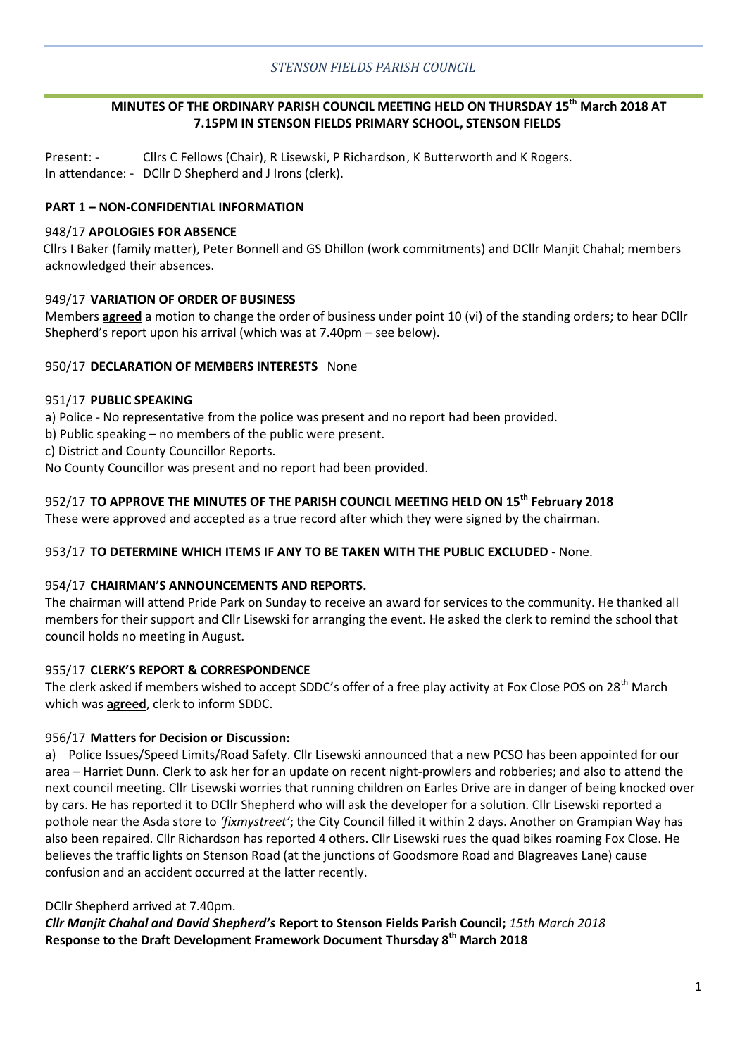*STENSON FIELDS PARISH COUNCIL*

**MINUTES OF THE ORDINARY PARISH COUNCIL MEETING HELD ON THURSDAY 15th March 2018 AT 7.15PM IN STENSON FIELDS PRIMARY SCHOOL, STENSON FIELDS**

Present: - Cllrs C Fellows (Chair), R Lisewski, P Richardson, K Butterworth and K Rogers.
In attendance: - DCllr D Shepherd and J Irons (clerk).

**PART 1 – NON-CONFIDENTIAL INFORMATION**

948/17 **APOLOGIES FOR ABSENCE**
Cllrs I Baker (family matter), Peter Bonnell and GS Dhillon (work commitments) and DCllr Manjit Chahal; members acknowledged their absences.

949/17 **VARIATION OF ORDER OF BUSINESS**
Members **agreed** a motion to change the order of business under point 10 (vi) of the standing orders; to hear DCllr Shepherd's report upon his arrival (which was at 7.40pm – see below).

950/17 **DECLARATION OF MEMBERS INTERESTS** None

951/17 **PUBLIC SPEAKING**
a) Police - No representative from the police was present and no report had been provided.
b) Public speaking – no members of the public were present.
c) District and County Councillor Reports.
No County Councillor was present and no report had been provided.

952/17 **TO APPROVE THE MINUTES OF THE PARISH COUNCIL MEETING HELD ON 15th February 2018**
These were approved and accepted as a true record after which they were signed by the chairman.

953/17 **TO DETERMINE WHICH ITEMS IF ANY TO BE TAKEN WITH THE PUBLIC EXCLUDED -** None.

954/17 **CHAIRMAN'S ANNOUNCEMENTS AND REPORTS.**
The chairman will attend Pride Park on Sunday to receive an award for services to the community. He thanked all members for their support and Cllr Lisewski for arranging the event. He asked the clerk to remind the school that council holds no meeting in August.

955/17 **CLERK'S REPORT & CORRESPONDENCE**
The clerk asked if members wished to accept SDDC's offer of a free play activity at Fox Close POS on 28th March which was **agreed**, clerk to inform SDDC.

956/17 **Matters for Decision or Discussion:**
a) Police Issues/Speed Limits/Road Safety. Cllr Lisewski announced that a new PCSO has been appointed for our area – Harriet Dunn. Clerk to ask her for an update on recent night-prowlers and robberies; and also to attend the next council meeting. Cllr Lisewski worries that running children on Earles Drive are in danger of being knocked over by cars. He has reported it to DCllr Shepherd who will ask the developer for a solution. Cllr Lisewski reported a pothole near the Asda store to *'fixmystreet'*; the City Council filled it within 2 days. Another on Grampian Way has also been repaired. Cllr Richardson has reported 4 others. Cllr Lisewski rues the quad bikes roaming Fox Close. He believes the traffic lights on Stenson Road (at the junctions of Goodsmore Road and Blagreaves Lane) cause confusion and an accident occurred at the latter recently.

DCllr Shepherd arrived at 7.40pm.
***Cllr Manjit Chahal and David Shepherd's*** **Report to Stenson Fields Parish Council;** *15th March 2018*
**Response to the Draft Development Framework Document Thursday 8th March 2018**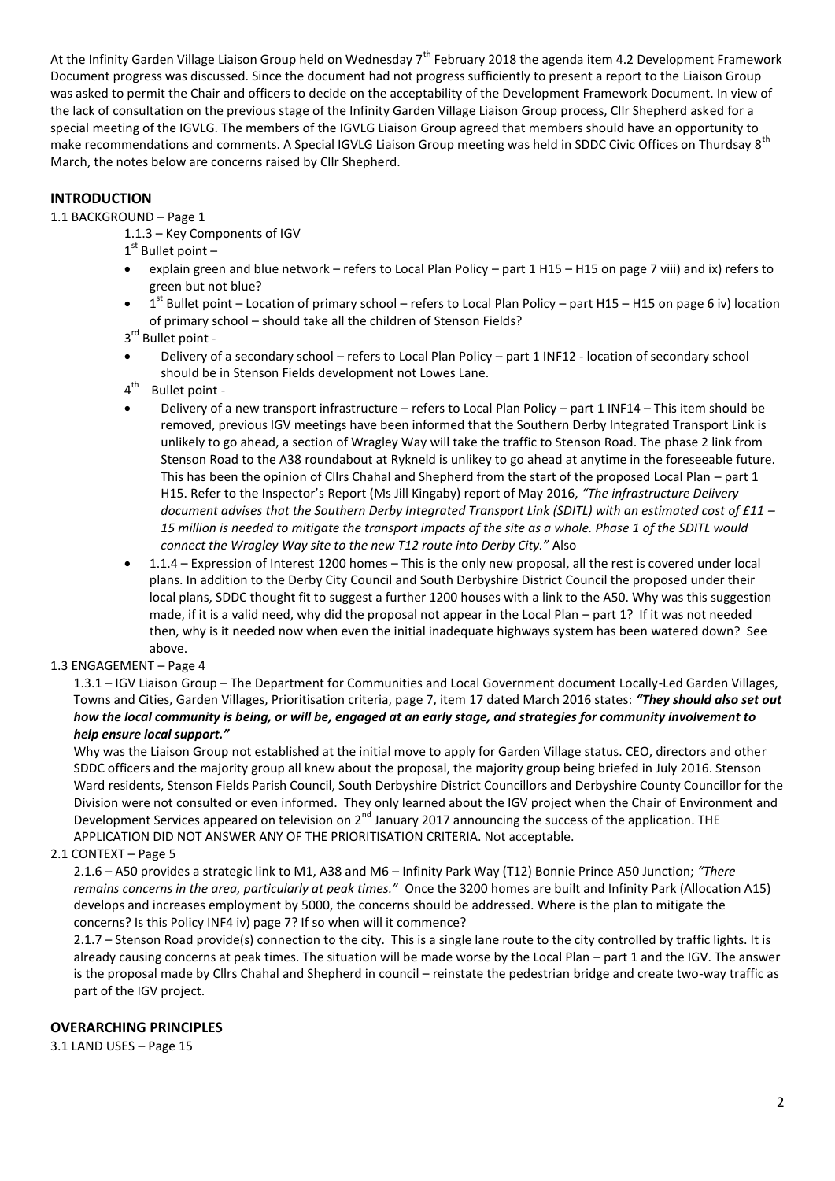At the Infinity Garden Village Liaison Group held on Wednesday 7th February 2018 the agenda item 4.2 Development Framework Document progress was discussed. Since the document had not progress sufficiently to present a report to the Liaison Group was asked to permit the Chair and officers to decide on the acceptability of the Development Framework Document. In view of the lack of consultation on the previous stage of the Infinity Garden Village Liaison Group process, Cllr Shepherd asked for a special meeting of the IGVLG. The members of the IGVLG Liaison Group agreed that members should have an opportunity to make recommendations and comments. A Special IGVLG Liaison Group meeting was held in SDDC Civic Offices on Thursday 8th March, the notes below are concerns raised by Cllr Shepherd.

## INTRODUCTION

1.1 BACKGROUND – Page 1

1.1.3 – Key Components of IGV

1st Bullet point –

- explain green and blue network – refers to Local Plan Policy – part 1 H15 – H15 on page 7 viii) and ix) refers to green but not blue?
- 1st Bullet point – Location of primary school – refers to Local Plan Policy – part H15 – H15 on page 6 iv) location of primary school – should take all the children of Stenson Fields?

3rd Bullet point -

- Delivery of a secondary school – refers to Local Plan Policy – part 1 INF12 - location of secondary school should be in Stenson Fields development not Lowes Lane.

4th Bullet point -

- Delivery of a new transport infrastructure – refers to Local Plan Policy – part 1 INF14 – This item should be removed, previous IGV meetings have been informed that the Southern Derby Integrated Transport Link is unlikely to go ahead, a section of Wragley Way will take the traffic to Stenson Road. The phase 2 link from Stenson Road to the A38 roundabout at Rykneld is unlikey to go ahead at anytime in the foreseeable future. This has been the opinion of Cllrs Chahal and Shepherd from the start of the proposed Local Plan – part 1 H15. Refer to the Inspector's Report (Ms Jill Kingaby) report of May 2016, *"The infrastructure Delivery document advises that the Southern Derby Integrated Transport Link (SDITL) with an estimated cost of £11 – 15 million is needed to mitigate the transport impacts of the site as a whole. Phase 1 of the SDITL would connect the Wragley Way site to the new T12 route into Derby City."* Also
- 1.1.4 – Expression of Interest 1200 homes – This is the only new proposal, all the rest is covered under local plans. In addition to the Derby City Council and South Derbyshire District Council the proposed under their local plans, SDDC thought fit to suggest a further 1200 houses with a link to the A50. Why was this suggestion made, if it is a valid need, why did the proposal not appear in the Local Plan – part 1? If it was not needed then, why is it needed now when even the initial inadequate highways system has been watered down? See above.

1.3 ENGAGEMENT – Page 4

1.3.1 – IGV Liaison Group – The Department for Communities and Local Government document Locally-Led Garden Villages, Towns and Cities, Garden Villages, Prioritisation criteria, page 7, item 17 dated March 2016 states: ***"They should also set out how the local community is being, or will be, engaged at an early stage, and strategies for community involvement to help ensure local support."***

Why was the Liaison Group not established at the initial move to apply for Garden Village status. CEO, directors and other SDDC officers and the majority group all knew about the proposal, the majority group being briefed in July 2016. Stenson Ward residents, Stenson Fields Parish Council, South Derbyshire District Councillors and Derbyshire County Councillor for the Division were not consulted or even informed. They only learned about the IGV project when the Chair of Environment and Development Services appeared on television on 2nd January 2017 announcing the success of the application. THE APPLICATION DID NOT ANSWER ANY OF THE PRIORITISATION CRITERIA. Not acceptable.

2.1 CONTEXT – Page 5

2.1.6 – A50 provides a strategic link to M1, A38 and M6 – Infinity Park Way (T12) Bonnie Prince A50 Junction; *"There remains concerns in the area, particularly at peak times."* Once the 3200 homes are built and Infinity Park (Allocation A15) develops and increases employment by 5000, the concerns should be addressed. Where is the plan to mitigate the concerns? Is this Policy INF4 iv) page 7? If so when will it commence?

2.1.7 – Stenson Road provide(s) connection to the city. This is a single lane route to the city controlled by traffic lights. It is already causing concerns at peak times. The situation will be made worse by the Local Plan – part 1 and the IGV. The answer is the proposal made by Cllrs Chahal and Shepherd in council – reinstate the pedestrian bridge and create two-way traffic as part of the IGV project.

## OVERARCHING PRINCIPLES

3.1 LAND USES – Page 15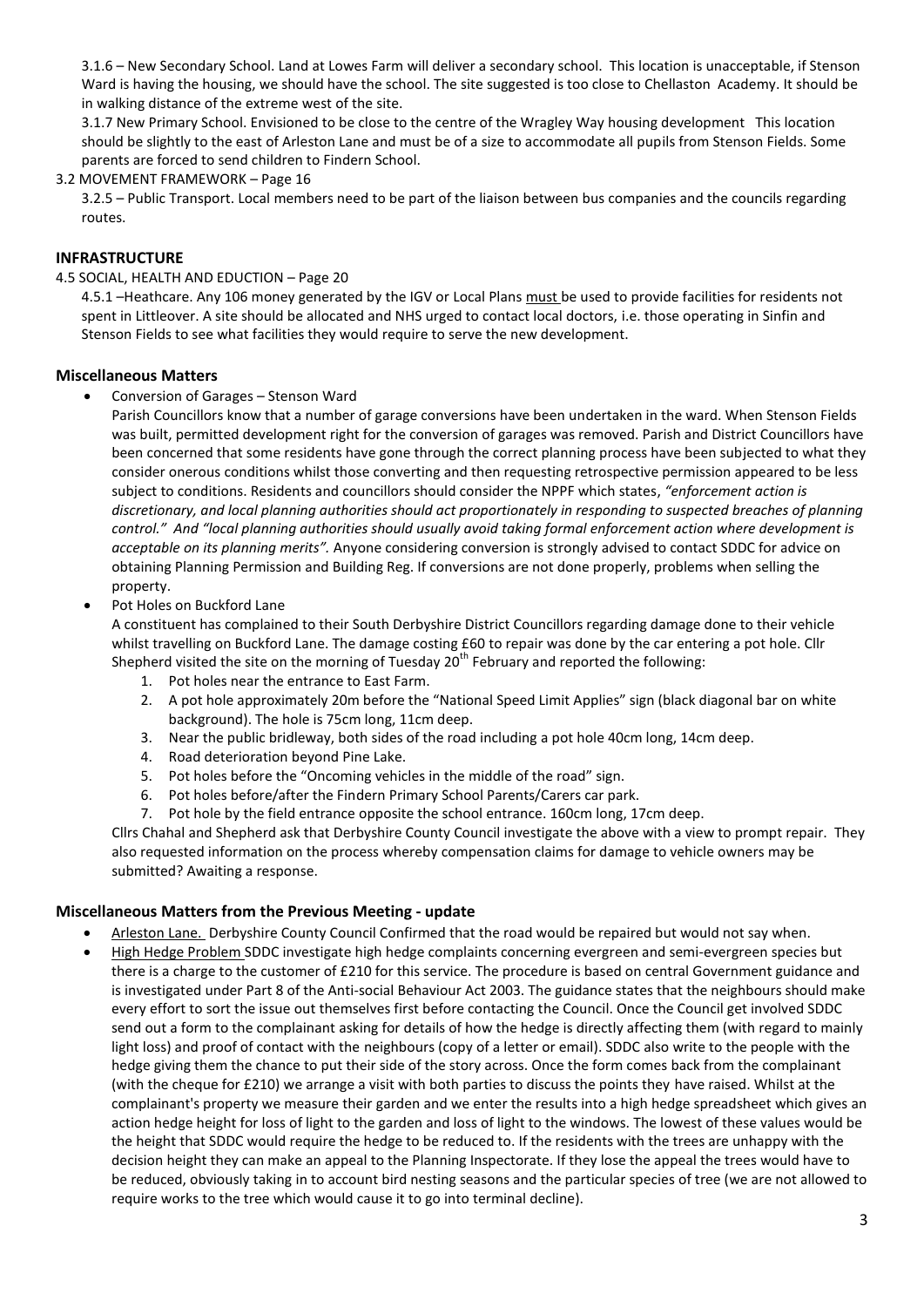3.1.6 – New Secondary School. Land at Lowes Farm will deliver a secondary school. This location is unacceptable, if Stenson Ward is having the housing, we should have the school. The site suggested is too close to Chellaston Academy. It should be in walking distance of the extreme west of the site.

3.1.7 New Primary School. Envisioned to be close to the centre of the Wragley Way housing development This location should be slightly to the east of Arleston Lane and must be of a size to accommodate all pupils from Stenson Fields. Some parents are forced to send children to Findern School.

3.2 MOVEMENT FRAMEWORK – Page 16

3.2.5 – Public Transport. Local members need to be part of the liaison between bus companies and the councils regarding routes.

**INFRASTRUCTURE**

4.5 SOCIAL, HEALTH AND EDUCTION – Page 20

4.5.1 –Heathcare. Any 106 money generated by the IGV or Local Plans must be used to provide facilities for residents not spent in Littleover. A site should be allocated and NHS urged to contact local doctors, i.e. those operating in Sinfin and Stenson Fields to see what facilities they would require to serve the new development.

### Miscellaneous Matters

- Conversion of Garages – Stenson Ward

  Parish Councillors know that a number of garage conversions have been undertaken in the ward. When Stenson Fields was built, permitted development right for the conversion of garages was removed. Parish and District Councillors have been concerned that some residents have gone through the correct planning process have been subjected to what they consider onerous conditions whilst those converting and then requesting retrospective permission appeared to be less subject to conditions. Residents and councillors should consider the NPPF which states, *"enforcement action is discretionary, and local planning authorities should act proportionately in responding to suspected breaches of planning control." And "local planning authorities should usually avoid taking formal enforcement action where development is acceptable on its planning merits".* Anyone considering conversion is strongly advised to contact SDDC for advice on obtaining Planning Permission and Building Reg. If conversions are not done properly, problems when selling the property.

- Pot Holes on Buckford Lane

  A constituent has complained to their South Derbyshire District Councillors regarding damage done to their vehicle whilst travelling on Buckford Lane. The damage costing £60 to repair was done by the car entering a pot hole. Cllr Shepherd visited the site on the morning of Tuesday 20th February and reported the following:

  1. Pot holes near the entrance to East Farm.
  2. A pot hole approximately 20m before the "National Speed Limit Applies" sign (black diagonal bar on white background). The hole is 75cm long, 11cm deep.
  3. Near the public bridleway, both sides of the road including a pot hole 40cm long, 14cm deep.
  4. Road deterioration beyond Pine Lake.
  5. Pot holes before the "Oncoming vehicles in the middle of the road" sign.
  6. Pot holes before/after the Findern Primary School Parents/Carers car park.
  7. Pot hole by the field entrance opposite the school entrance. 160cm long, 17cm deep.

  Cllrs Chahal and Shepherd ask that Derbyshire County Council investigate the above with a view to prompt repair. They also requested information on the process whereby compensation claims for damage to vehicle owners may be submitted? Awaiting a response.

### Miscellaneous Matters from the Previous Meeting - update

- Arleston Lane. Derbyshire County Council Confirmed that the road would be repaired but would not say when.
- High Hedge Problem SDDC investigate high hedge complaints concerning evergreen and semi-evergreen species but there is a charge to the customer of £210 for this service. The procedure is based on central Government guidance and is investigated under Part 8 of the Anti-social Behaviour Act 2003. The guidance states that the neighbours should make every effort to sort the issue out themselves first before contacting the Council. Once the Council get involved SDDC send out a form to the complainant asking for details of how the hedge is directly affecting them (with regard to mainly light loss) and proof of contact with the neighbours (copy of a letter or email). SDDC also write to the people with the hedge giving them the chance to put their side of the story across. Once the form comes back from the complainant (with the cheque for £210) we arrange a visit with both parties to discuss the points they have raised. Whilst at the complainant's property we measure their garden and we enter the results into a high hedge spreadsheet which gives an action hedge height for loss of light to the garden and loss of light to the windows. The lowest of these values would be the height that SDDC would require the hedge to be reduced to. If the residents with the trees are unhappy with the decision height they can make an appeal to the Planning Inspectorate. If they lose the appeal the trees would have to be reduced, obviously taking in to account bird nesting seasons and the particular species of tree (we are not allowed to require works to the tree which would cause it to go into terminal decline).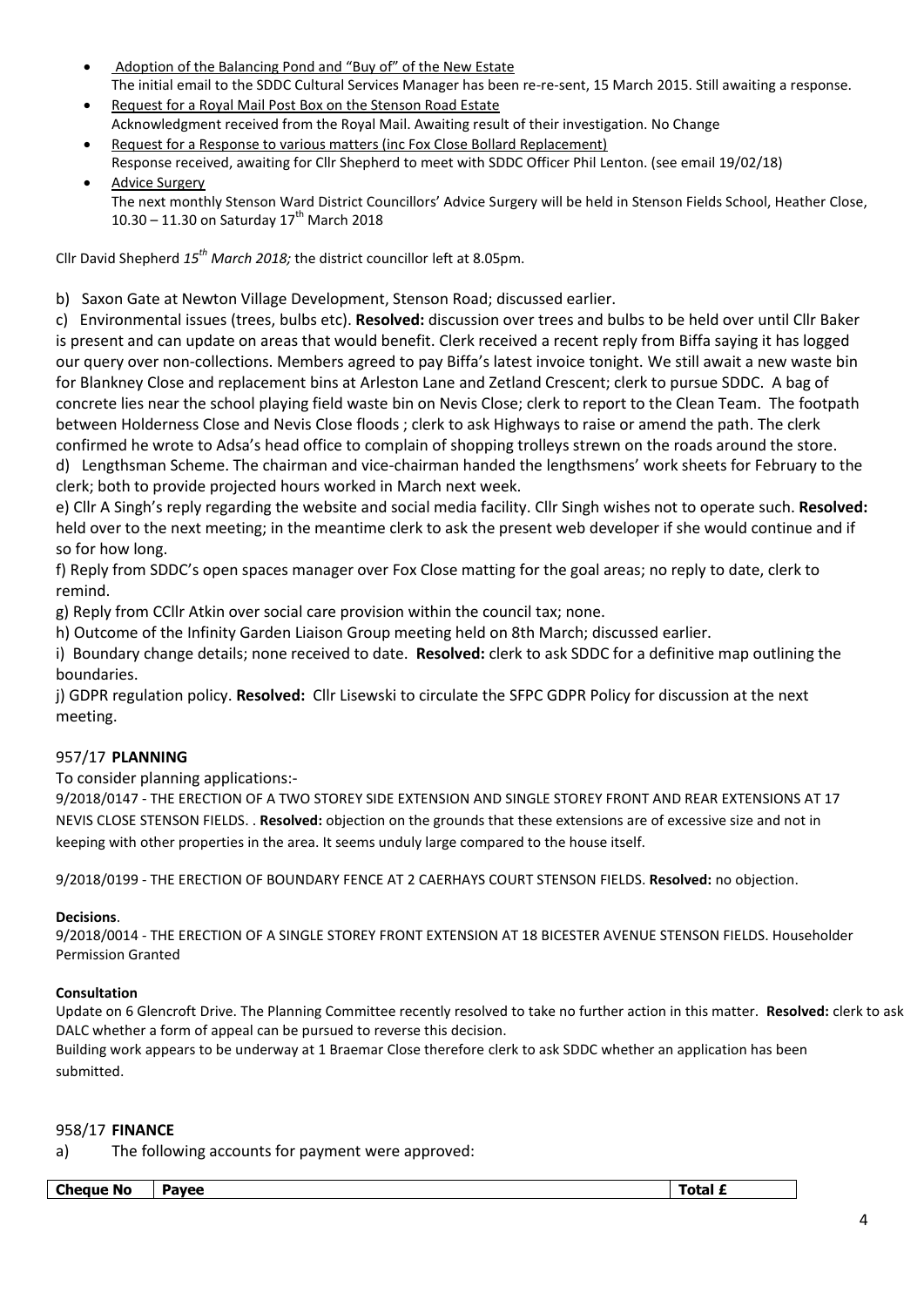- Adoption of the Balancing Pond and "Buy of" of the New Estate
  The initial email to the SDDC Cultural Services Manager has been re-re-sent, 15 March 2015. Still awaiting a response.
- Request for a Royal Mail Post Box on the Stenson Road Estate
  Acknowledgment received from the Royal Mail. Awaiting result of their investigation. No Change
- Request for a Response to various matters (inc Fox Close Bollard Replacement)
  Response received, awaiting for Cllr Shepherd to meet with SDDC Officer Phil Lenton. (see email 19/02/18)
- Advice Surgery
  The next monthly Stenson Ward District Councillors' Advice Surgery will be held in Stenson Fields School, Heather Close, 10.30 – 11.30 on Saturday 17th March 2018

Cllr David Shepherd *15th March 2018;* the district councillor left at 8.05pm.

b) Saxon Gate at Newton Village Development, Stenson Road; discussed earlier.

c) Environmental issues (trees, bulbs etc). **Resolved:** discussion over trees and bulbs to be held over until Cllr Baker is present and can update on areas that would benefit. Clerk received a recent reply from Biffa saying it has logged our query over non-collections. Members agreed to pay Biffa's latest invoice tonight. We still await a new waste bin for Blankney Close and replacement bins at Arleston Lane and Zetland Crescent; clerk to pursue SDDC. A bag of concrete lies near the school playing field waste bin on Nevis Close; clerk to report to the Clean Team. The footpath between Holderness Close and Nevis Close floods ; clerk to ask Highways to raise or amend the path. The clerk confirmed he wrote to Adsa's head office to complain of shopping trolleys strewn on the roads around the store.

d) Lengthsman Scheme. The chairman and vice-chairman handed the lengthsmens' work sheets for February to the clerk; both to provide projected hours worked in March next week.

e) Cllr A Singh's reply regarding the website and social media facility. Cllr Singh wishes not to operate such. **Resolved:** held over to the next meeting; in the meantime clerk to ask the present web developer if she would continue and if so for how long.

f) Reply from SDDC's open spaces manager over Fox Close matting for the goal areas; no reply to date, clerk to remind.

g) Reply from CCllr Atkin over social care provision within the council tax; none.

h) Outcome of the Infinity Garden Liaison Group meeting held on 8th March; discussed earlier.

i) Boundary change details; none received to date. **Resolved:** clerk to ask SDDC for a definitive map outlining the boundaries.

j) GDPR regulation policy. **Resolved:** Cllr Lisewski to circulate the SFPC GDPR Policy for discussion at the next meeting.

## 957/17 PLANNING

To consider planning applications:-

9/2018/0147 - THE ERECTION OF A TWO STOREY SIDE EXTENSION AND SINGLE STOREY FRONT AND REAR EXTENSIONS AT 17 NEVIS CLOSE STENSON FIELDS. . **Resolved:** objection on the grounds that these extensions are of excessive size and not in keeping with other properties in the area. It seems unduly large compared to the house itself.

9/2018/0199 - THE ERECTION OF BOUNDARY FENCE AT 2 CAERHAYS COURT STENSON FIELDS. **Resolved:** no objection.

**Decisions**.

9/2018/0014 - THE ERECTION OF A SINGLE STOREY FRONT EXTENSION AT 18 BICESTER AVENUE STENSON FIELDS. Householder Permission Granted

**Consultation**

Update on 6 Glencroft Drive. The Planning Committee recently resolved to take no further action in this matter. **Resolved:** clerk to ask DALC whether a form of appeal can be pursued to reverse this decision.

Building work appears to be underway at 1 Braemar Close therefore clerk to ask SDDC whether an application has been submitted.

## 958/17 FINANCE

a) The following accounts for payment were approved:

| Cheque No | Payee | Total £ |
|---|---|---|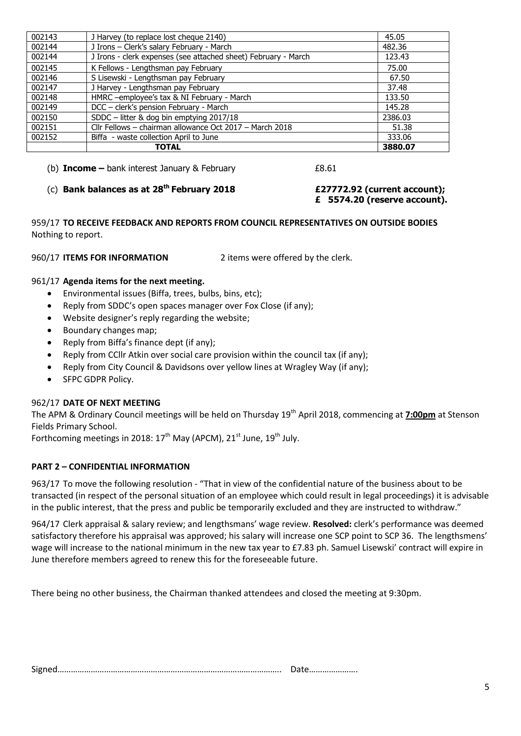| | | |
|---|---|---|
| 002143 | J Harvey (to replace lost cheque 2140) | 45.05 |
| 002144 | J Irons – Clerk's salary February - March | 482.36 |
| 002144 | J Irons - clerk expenses (see attached sheet) February - March | 123.43 |
| 002145 | K Fellows - Lengthsman pay February | 75.00 |
| 002146 | S Lisewski - Lengthsman pay February | 67.50 |
| 002147 | J Harvey - Lengthsman pay February | 37.48 |
| 002148 | HMRC –employee's tax & NI February - March | 133.50 |
| 002149 | DCC – clerk's pension February - March | 145.28 |
| 002150 | SDDC – litter & dog bin emptying 2017/18 | 2386.03 |
| 002151 | Cllr Fellows – chairman allowance Oct 2017 – March 2018 | 51.38 |
| 002152 | Biffa - waste collection April to June | 333.06 |
| | **TOTAL** | **3880.07** |

(b) **Income –** bank interest January & February £8.61

(c) **Bank balances as at 28th February 2018** **£27772.92 (current account); £ 5574.20 (reserve account).**

959/17 **TO RECEIVE FEEDBACK AND REPORTS FROM COUNCIL REPRESENTATIVES ON OUTSIDE BODIES**
Nothing to report.

960/17 **ITEMS FOR INFORMATION** 2 items were offered by the clerk.

961/17 **Agenda items for the next meeting.**

- Environmental issues (Biffa, trees, bulbs, bins, etc);
- Reply from SDDC's open spaces manager over Fox Close (if any);
- Website designer's reply regarding the website;
- Boundary changes map;
- Reply from Biffa's finance dept (if any);
- Reply from CCllr Atkin over social care provision within the council tax (if any);
- Reply from City Council & Davidsons over yellow lines at Wragley Way (if any);
- SFPC GDPR Policy.

962/17 **DATE OF NEXT MEETING**
The APM & Ordinary Council meetings will be held on Thursday 19th April 2018, commencing at **7:00pm** at Stenson Fields Primary School.
Forthcoming meetings in 2018: 17th May (APCM), 21st June, 19th July.

**PART 2 – CONFIDENTIAL INFORMATION**

963/17 To move the following resolution - "That in view of the confidential nature of the business about to be transacted (in respect of the personal situation of an employee which could result in legal proceedings) it is advisable in the public interest, that the press and public be temporarily excluded and they are instructed to withdraw."

964/17 Clerk appraisal & salary review; and lengthsmans' wage review. **Resolved:** clerk's performance was deemed satisfactory therefore his appraisal was approved; his salary will increase one SCP point to SCP 36. The lengthsmens' wage will increase to the national minimum in the new tax year to £7.83 ph. Samuel Lisewski' contract will expire in June therefore members agreed to renew this for the foreseeable future.

There being no other business, the Chairman thanked attendees and closed the meeting at 9:30pm.

Signed……………………………………………………………………………………. Date………………….